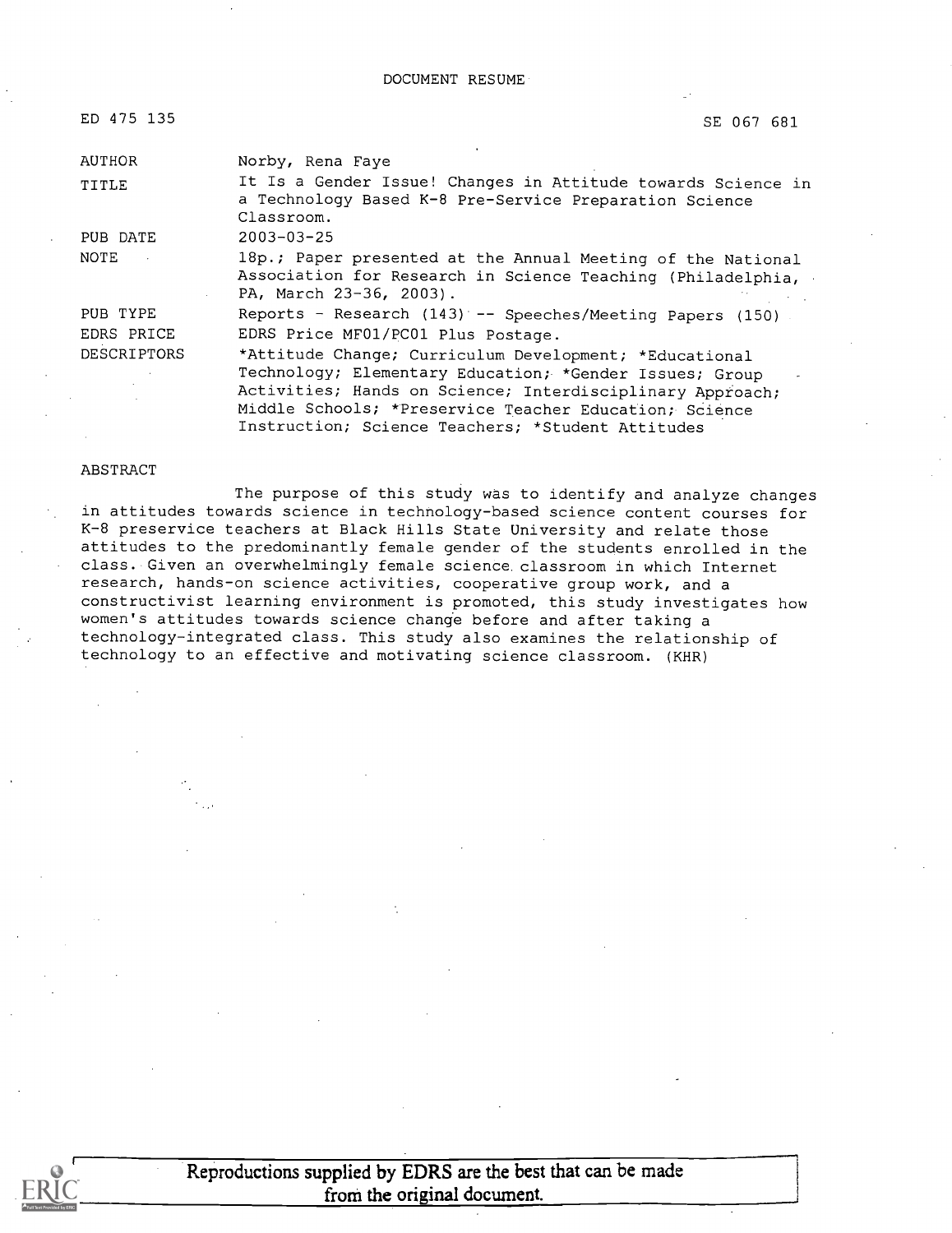# DOCUMENT RESUME

| | |
|---|---|
| ED 475 135 | SE 067 681 |
| AUTHOR | Norby, Rena Faye |
| TITLE | It Is a Gender Issue! Changes in Attitude towards Science in a Technology Based K-8 Pre-Service Preparation Science Classroom. |
| PUB DATE | 2003-03-25 |
| NOTE | 18p.; Paper presented at the Annual Meeting of the National Association for Research in Science Teaching (Philadelphia, PA, March 23-36, 2003). |
| PUB TYPE | Reports - Research (143) -- Speeches/Meeting Papers (150) |
| EDRS PRICE | EDRS Price MF01/PC01 Plus Postage. |
| DESCRIPTORS | *Attitude Change; Curriculum Development; *Educational Technology; Elementary Education; *Gender Issues; Group Activities; Hands on Science; Interdisciplinary Approach; Middle Schools; *Preservice Teacher Education; Science Instruction; Science Teachers; *Student Attitudes |

## ABSTRACT

The purpose of this study was to identify and analyze changes in attitudes towards science in technology-based science content courses for K-8 preservice teachers at Black Hills State University and relate those attitudes to the predominantly female gender of the students enrolled in the class. Given an overwhelmingly female science classroom in which Internet research, hands-on science activities, cooperative group work, and a constructivist learning environment is promoted, this study investigates how women's attitudes towards science change before and after taking a technology-integrated class. This study also examines the relationship of technology to an effective and motivating science classroom. (KHR)

Reproductions supplied by EDRS are the best that can be made from the original document.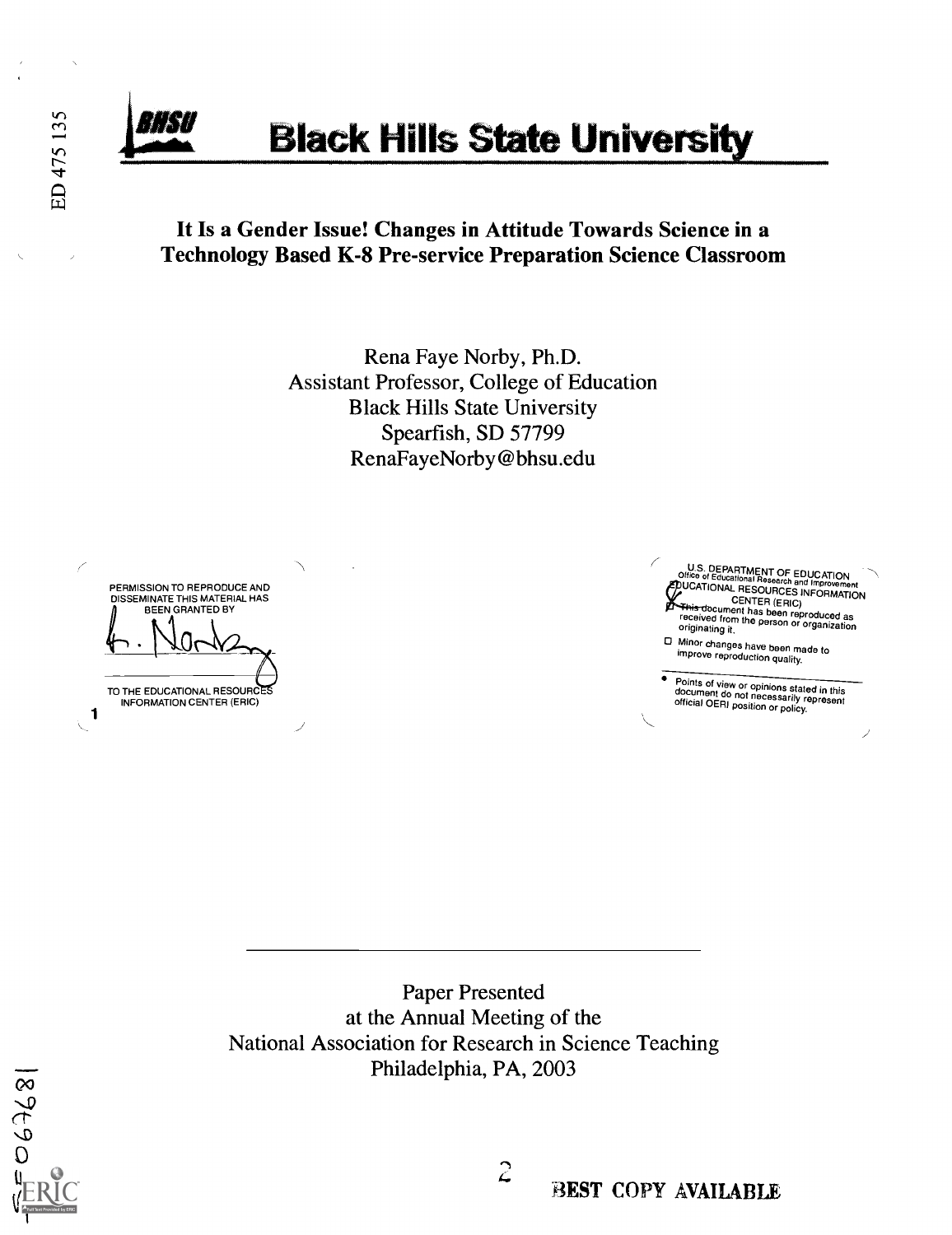# Black Hills State University

## It Is a Gender Issue! Changes in Attitude Towards Science in a Technology Based K-8 Pre-service Preparation Science Classroom

Rena Faye Norby, Ph.D.
Assistant Professor, College of Education
Black Hills State University
Spearfish, SD 57799
RenaFayeNorby@bhsu.edu

PERMISSION TO REPRODUCE AND DISSEMINATE THIS MATERIAL HAS BEEN GRANTED BY

R. Norby

TO THE EDUCATIONAL RESOURCES INFORMATION CENTER (ERIC)

U.S. DEPARTMENT OF EDUCATION
Office of Educational Research and Improvement
EDUCATIONAL RESOURCES INFORMATION CENTER (ERIC)

- This document has been reproduced as received from the person or organization originating it.
- Minor changes have been made to improve reproduction quality.
- Points of view or opinions stated in this document do not necessarily represent official OERI position or policy.

---

Paper Presented
at the Annual Meeting of the
National Association for Research in Science Teaching
Philadelphia, PA, 2003

BEST COPY AVAILABLE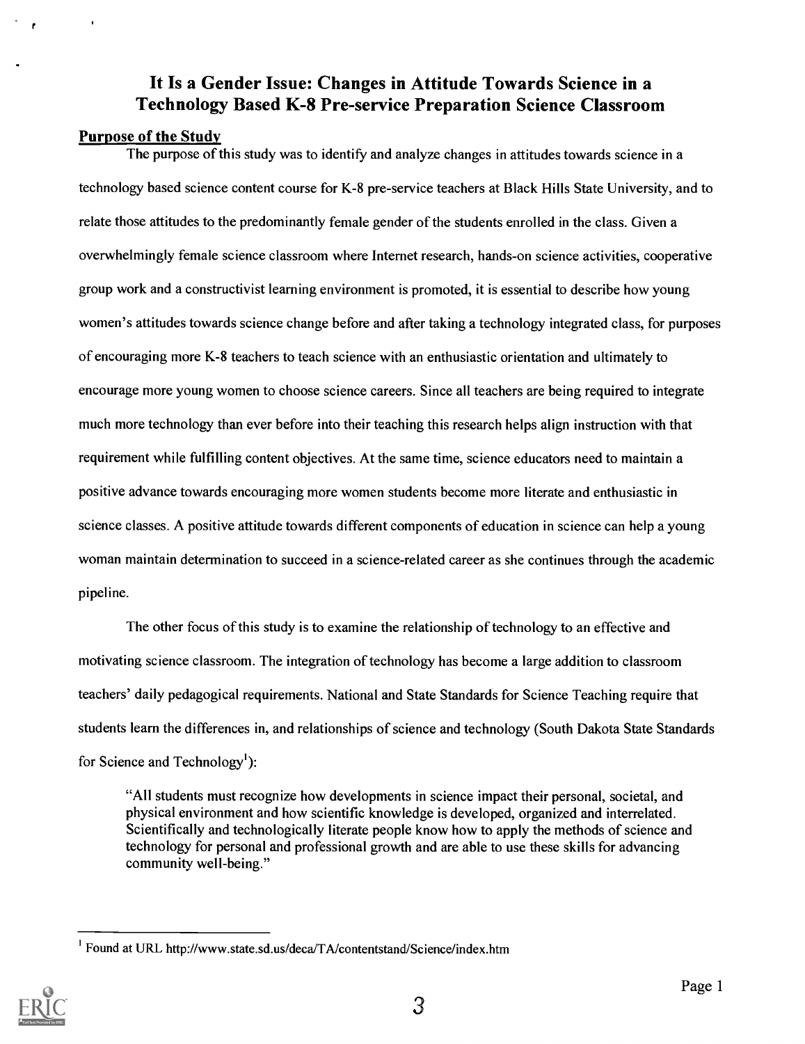# It Is a Gender Issue: Changes in Attitude Towards Science in a Technology Based K-8 Pre-service Preparation Science Classroom

## Purpose of the Study

The purpose of this study was to identify and analyze changes in attitudes towards science in a technology based science content course for K-8 pre-service teachers at Black Hills State University, and to relate those attitudes to the predominantly female gender of the students enrolled in the class. Given a overwhelmingly female science classroom where Internet research, hands-on science activities, cooperative group work and a constructivist learning environment is promoted, it is essential to describe how young women's attitudes towards science change before and after taking a technology integrated class, for purposes of encouraging more K-8 teachers to teach science with an enthusiastic orientation and ultimately to encourage more young women to choose science careers. Since all teachers are being required to integrate much more technology than ever before into their teaching this research helps align instruction with that requirement while fulfilling content objectives. At the same time, science educators need to maintain a positive advance towards encouraging more women students become more literate and enthusiastic in science classes. A positive attitude towards different components of education in science can help a young woman maintain determination to succeed in a science-related career as she continues through the academic pipeline.

The other focus of this study is to examine the relationship of technology to an effective and motivating science classroom. The integration of technology has become a large addition to classroom teachers' daily pedagogical requirements. National and State Standards for Science Teaching require that students learn the differences in, and relationships of science and technology (South Dakota State Standards for Science and Technology[1]):

> "All students must recognize how developments in science impact their personal, societal, and physical environment and how scientific knowledge is developed, organized and interrelated. Scientifically and technologically literate people know how to apply the methods of science and technology for personal and professional growth and are able to use these skills for advancing community well-being."

[1] Found at URL http://www.state.sd.us/deca/TA/contentstand/Science/index.htm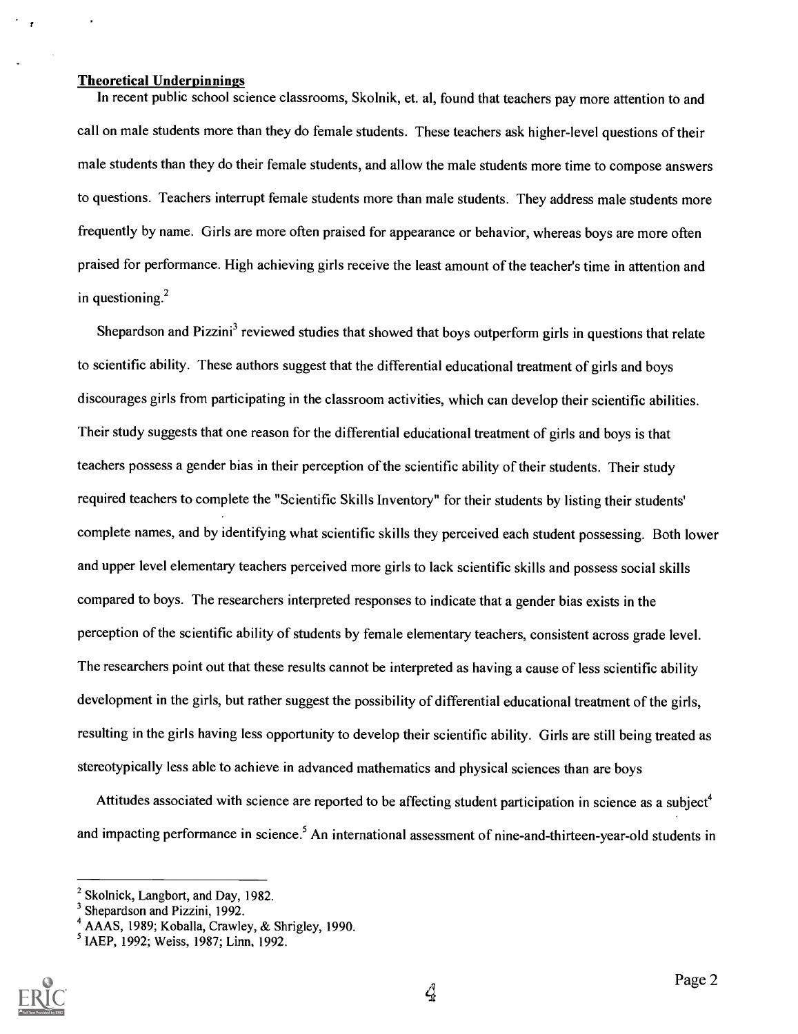**Theoretical Underpinnings**

In recent public school science classrooms, Skolnik, et. al, found that teachers pay more attention to and call on male students more than they do female students. These teachers ask higher-level questions of their male students than they do their female students, and allow the male students more time to compose answers to questions. Teachers interrupt female students more than male students. They address male students more frequently by name. Girls are more often praised for appearance or behavior, whereas boys are more often praised for performance. High achieving girls receive the least amount of the teacher's time in attention and in questioning.[2]

Shepardson and Pizzini[3] reviewed studies that showed that boys outperform girls in questions that relate to scientific ability. These authors suggest that the differential educational treatment of girls and boys discourages girls from participating in the classroom activities, which can develop their scientific abilities. Their study suggests that one reason for the differential educational treatment of girls and boys is that teachers possess a gender bias in their perception of the scientific ability of their students. Their study required teachers to complete the "Scientific Skills Inventory" for their students by listing their students' complete names, and by identifying what scientific skills they perceived each student possessing. Both lower and upper level elementary teachers perceived more girls to lack scientific skills and possess social skills compared to boys. The researchers interpreted responses to indicate that a gender bias exists in the perception of the scientific ability of students by female elementary teachers, consistent across grade level. The researchers point out that these results cannot be interpreted as having a cause of less scientific ability development in the girls, but rather suggest the possibility of differential educational treatment of the girls, resulting in the girls having less opportunity to develop their scientific ability. Girls are still being treated as stereotypically less able to achieve in advanced mathematics and physical sciences than are boys

Attitudes associated with science are reported to be affecting student participation in science as a subject[4] and impacting performance in science.[5] An international assessment of nine-and-thirteen-year-old students in

---

[2] Skolnick, Langbort, and Day, 1982.

[3] Shepardson and Pizzini, 1992.

[4] AAAS, 1989; Koballa, Crawley, & Shrigley, 1990.

[5] IAEP, 1992; Weiss, 1987; Linn, 1992.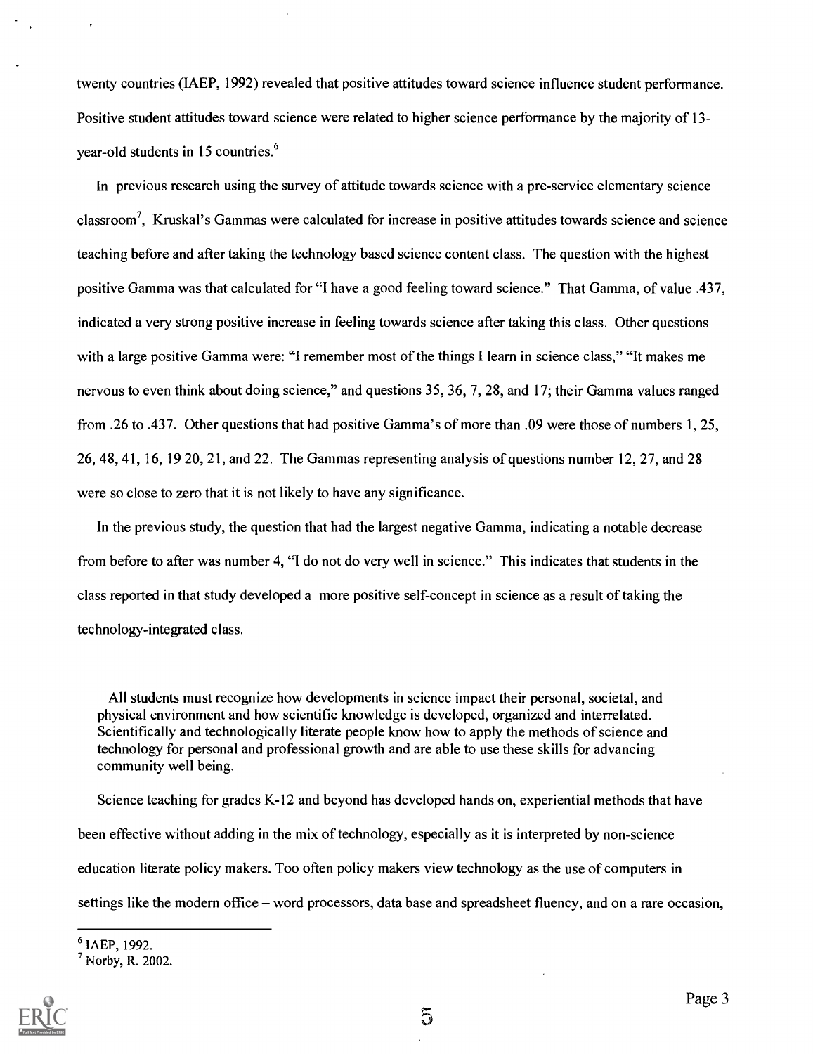twenty countries (IAEP, 1992) revealed that positive attitudes toward science influence student performance. Positive student attitudes toward science were related to higher science performance by the majority of 13-year-old students in 15 countries.[6]

In previous research using the survey of attitude towards science with a pre-service elementary science classroom[7], Kruskal's Gammas were calculated for increase in positive attitudes towards science and science teaching before and after taking the technology based science content class. The question with the highest positive Gamma was that calculated for "I have a good feeling toward science." That Gamma, of value .437, indicated a very strong positive increase in feeling towards science after taking this class. Other questions with a large positive Gamma were: "I remember most of the things I learn in science class," "It makes me nervous to even think about doing science," and questions 35, 36, 7, 28, and 17; their Gamma values ranged from .26 to .437. Other questions that had positive Gamma's of more than .09 were those of numbers 1, 25, 26, 48, 41, 16, 19 20, 21, and 22. The Gammas representing analysis of questions number 12, 27, and 28 were so close to zero that it is not likely to have any significance.

In the previous study, the question that had the largest negative Gamma, indicating a notable decrease from before to after was number 4, "I do not do very well in science." This indicates that students in the class reported in that study developed a more positive self-concept in science as a result of taking the technology-integrated class.

> All students must recognize how developments in science impact their personal, societal, and physical environment and how scientific knowledge is developed, organized and interrelated. Scientifically and technologically literate people know how to apply the methods of science and technology for personal and professional growth and are able to use these skills for advancing community well being.

Science teaching for grades K-12 and beyond has developed hands on, experiential methods that have been effective without adding in the mix of technology, especially as it is interpreted by non-science education literate policy makers. Too often policy makers view technology as the use of computers in settings like the modern office – word processors, data base and spreadsheet fluency, and on a rare occasion,

---

[6] IAEP, 1992.
[7] Norby, R. 2002.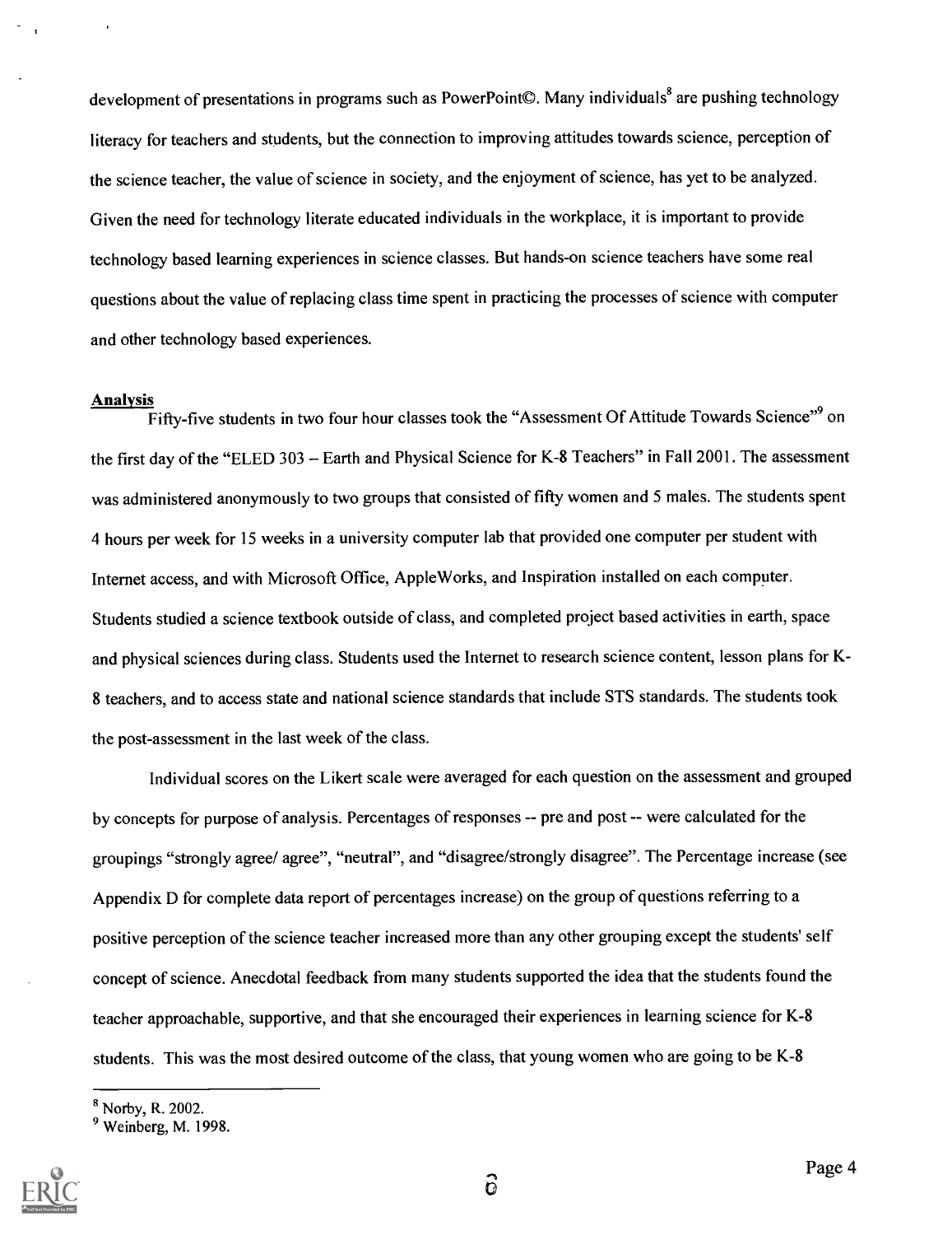development of presentations in programs such as PowerPoint©. Many individuals[8] are pushing technology literacy for teachers and students, but the connection to improving attitudes towards science, perception of the science teacher, the value of science in society, and the enjoyment of science, has yet to be analyzed. Given the need for technology literate educated individuals in the workplace, it is important to provide technology based learning experiences in science classes. But hands-on science teachers have some real questions about the value of replacing class time spent in practicing the processes of science with computer and other technology based experiences.

**Analysis**

Fifty-five students in two four hour classes took the "Assessment Of Attitude Towards Science"[9] on the first day of the "ELED 303 – Earth and Physical Science for K-8 Teachers" in Fall 2001. The assessment was administered anonymously to two groups that consisted of fifty women and 5 males. The students spent 4 hours per week for 15 weeks in a university computer lab that provided one computer per student with Internet access, and with Microsoft Office, AppleWorks, and Inspiration installed on each computer. Students studied a science textbook outside of class, and completed project based activities in earth, space and physical sciences during class. Students used the Internet to research science content, lesson plans for K-8 teachers, and to access state and national science standards that include STS standards. The students took the post-assessment in the last week of the class.

Individual scores on the Likert scale were averaged for each question on the assessment and grouped by concepts for purpose of analysis. Percentages of responses -- pre and post -- were calculated for the groupings "strongly agree/ agree", "neutral", and "disagree/strongly disagree". The Percentage increase (see Appendix D for complete data report of percentages increase) on the group of questions referring to a positive perception of the science teacher increased more than any other grouping except the students' self concept of science. Anecdotal feedback from many students supported the idea that the students found the teacher approachable, supportive, and that she encouraged their experiences in learning science for K-8 students. This was the most desired outcome of the class, that young women who are going to be K-8

---

[8] Norby, R. 2002.

[9] Weinberg, M. 1998.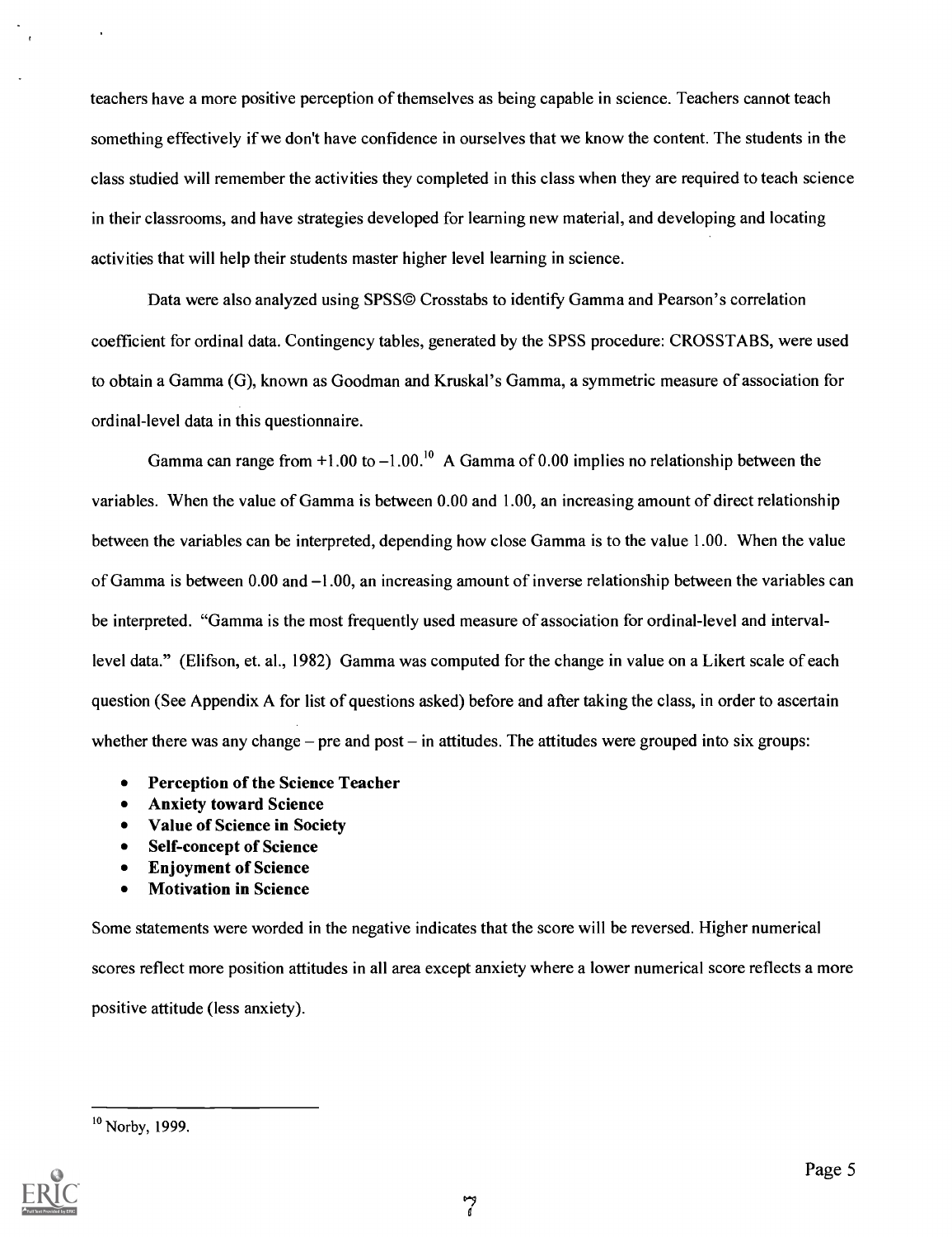teachers have a more positive perception of themselves as being capable in science. Teachers cannot teach something effectively if we don't have confidence in ourselves that we know the content. The students in the class studied will remember the activities they completed in this class when they are required to teach science in their classrooms, and have strategies developed for learning new material, and developing and locating activities that will help their students master higher level learning in science.

Data were also analyzed using SPSS© Crosstabs to identify Gamma and Pearson's correlation coefficient for ordinal data. Contingency tables, generated by the SPSS procedure: CROSSTABS, were used to obtain a Gamma (G), known as Goodman and Kruskal's Gamma, a symmetric measure of association for ordinal-level data in this questionnaire.

Gamma can range from +1.00 to –1.00.[10] A Gamma of 0.00 implies no relationship between the variables. When the value of Gamma is between 0.00 and 1.00, an increasing amount of direct relationship between the variables can be interpreted, depending how close Gamma is to the value 1.00. When the value of Gamma is between 0.00 and –1.00, an increasing amount of inverse relationship between the variables can be interpreted. "Gamma is the most frequently used measure of association for ordinal-level and interval-level data." (Elifson, et. al., 1982) Gamma was computed for the change in value on a Likert scale of each question (See Appendix A for list of questions asked) before and after taking the class, in order to ascertain whether there was any change – pre and post – in attitudes. The attitudes were grouped into six groups:

- **Perception of the Science Teacher**
- **Anxiety toward Science**
- **Value of Science in Society**
- **Self-concept of Science**
- **Enjoyment of Science**
- **Motivation in Science**

Some statements were worded in the negative indicates that the score will be reversed. Higher numerical scores reflect more position attitudes in all area except anxiety where a lower numerical score reflects a more positive attitude (less anxiety).

[10] Norby, 1999.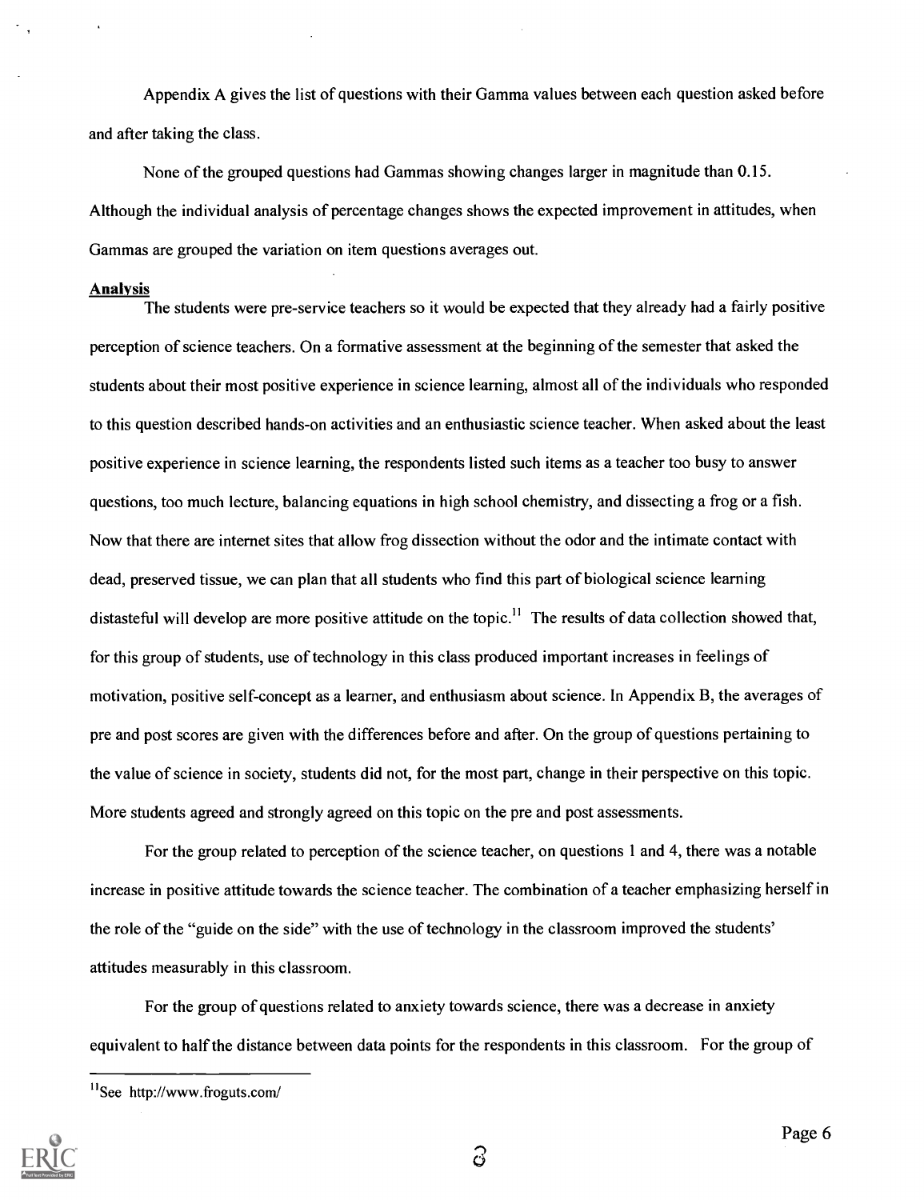Appendix A gives the list of questions with their Gamma values between each question asked before and after taking the class.

None of the grouped questions had Gammas showing changes larger in magnitude than 0.15. Although the individual analysis of percentage changes shows the expected improvement in attitudes, when Gammas are grouped the variation on item questions averages out.

**Analysis**

The students were pre-service teachers so it would be expected that they already had a fairly positive perception of science teachers. On a formative assessment at the beginning of the semester that asked the students about their most positive experience in science learning, almost all of the individuals who responded to this question described hands-on activities and an enthusiastic science teacher. When asked about the least positive experience in science learning, the respondents listed such items as a teacher too busy to answer questions, too much lecture, balancing equations in high school chemistry, and dissecting a frog or a fish. Now that there are internet sites that allow frog dissection without the odor and the intimate contact with dead, preserved tissue, we can plan that all students who find this part of biological science learning distasteful will develop are more positive attitude on the topic.[11] The results of data collection showed that, for this group of students, use of technology in this class produced important increases in feelings of motivation, positive self-concept as a learner, and enthusiasm about science. In Appendix B, the averages of pre and post scores are given with the differences before and after. On the group of questions pertaining to the value of science in society, students did not, for the most part, change in their perspective on this topic. More students agreed and strongly agreed on this topic on the pre and post assessments.

For the group related to perception of the science teacher, on questions 1 and 4, there was a notable increase in positive attitude towards the science teacher. The combination of a teacher emphasizing herself in the role of the "guide on the side" with the use of technology in the classroom improved the students' attitudes measurably in this classroom.

For the group of questions related to anxiety towards science, there was a decrease in anxiety equivalent to half the distance between data points for the respondents in this classroom. For the group of

[11]See http://www.froguts.com/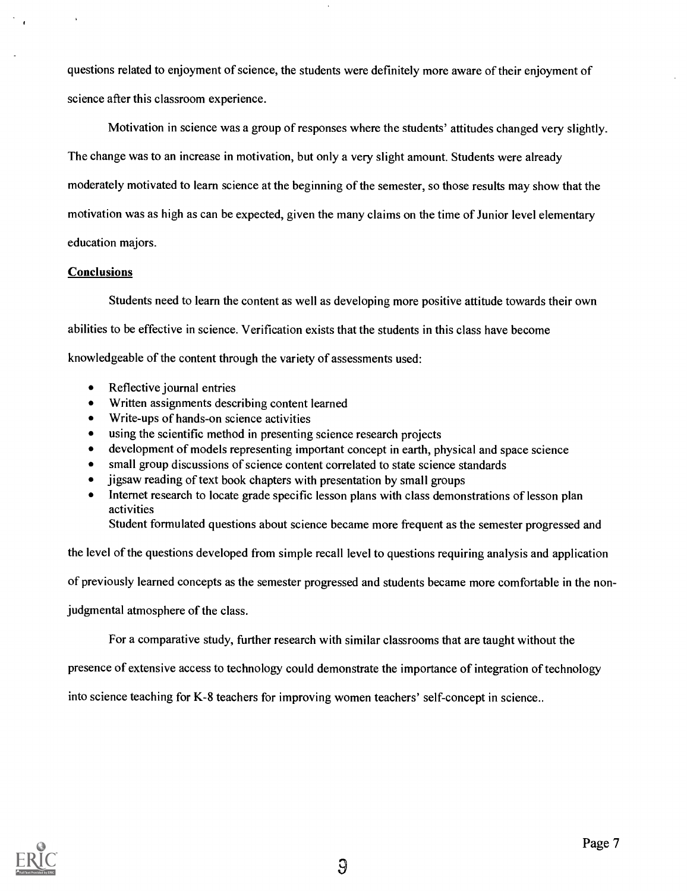questions related to enjoyment of science, the students were definitely more aware of their enjoyment of science after this classroom experience.

Motivation in science was a group of responses where the students' attitudes changed very slightly. The change was to an increase in motivation, but only a very slight amount. Students were already moderately motivated to learn science at the beginning of the semester, so those results may show that the motivation was as high as can be expected, given the many claims on the time of Junior level elementary education majors.

**Conclusions**

Students need to learn the content as well as developing more positive attitude towards their own abilities to be effective in science. Verification exists that the students in this class have become knowledgeable of the content through the variety of assessments used:

- Reflective journal entries
- Written assignments describing content learned
- Write-ups of hands-on science activities
- using the scientific method in presenting science research projects
- development of models representing important concept in earth, physical and space science
- small group discussions of science content correlated to state science standards
- jigsaw reading of text book chapters with presentation by small groups
- Internet research to locate grade specific lesson plans with class demonstrations of lesson plan activities

Student formulated questions about science became more frequent as the semester progressed and the level of the questions developed from simple recall level to questions requiring analysis and application of previously learned concepts as the semester progressed and students became more comfortable in the non-judgmental atmosphere of the class.

For a comparative study, further research with similar classrooms that are taught without the presence of extensive access to technology could demonstrate the importance of integration of technology into science teaching for K-8 teachers for improving women teachers' self-concept in science..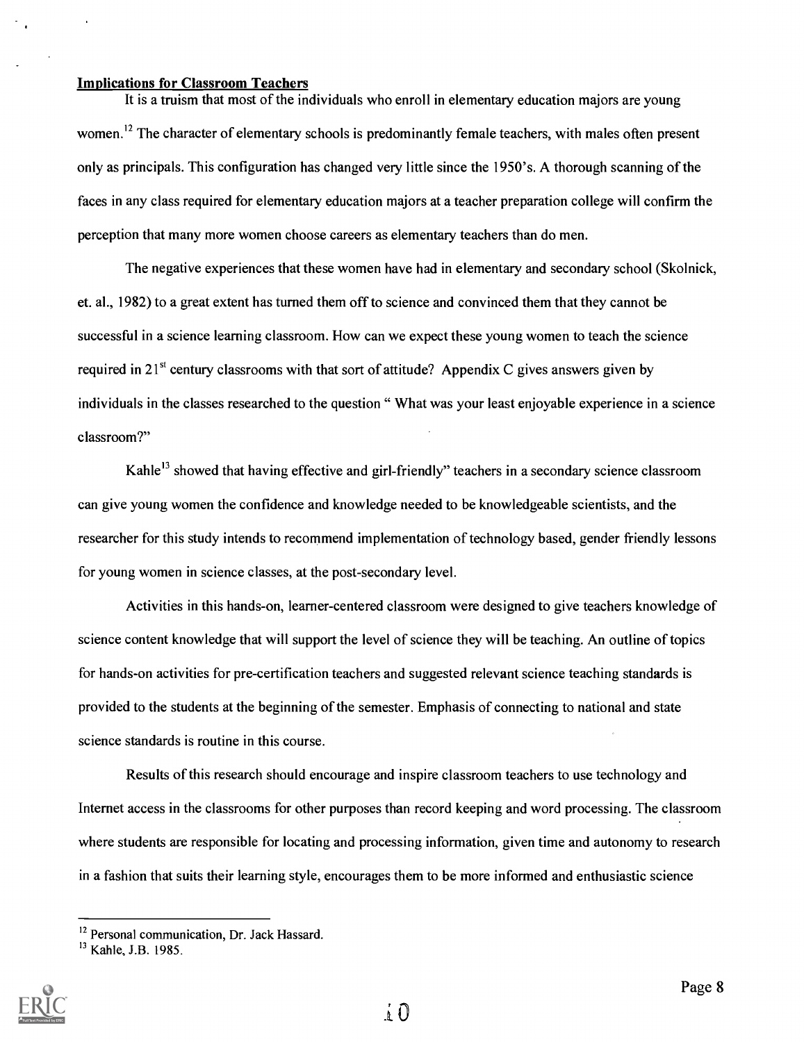**Implications for Classroom Teachers**

It is a truism that most of the individuals who enroll in elementary education majors are young women.[12] The character of elementary schools is predominantly female teachers, with males often present only as principals. This configuration has changed very little since the 1950's. A thorough scanning of the faces in any class required for elementary education majors at a teacher preparation college will confirm the perception that many more women choose careers as elementary teachers than do men.

The negative experiences that these women have had in elementary and secondary school (Skolnick, et. al., 1982) to a great extent has turned them off to science and convinced them that they cannot be successful in a science learning classroom. How can we expect these young women to teach the science required in 21st century classrooms with that sort of attitude? Appendix C gives answers given by individuals in the classes researched to the question " What was your least enjoyable experience in a science classroom?"

Kahle[13] showed that having effective and girl-friendly" teachers in a secondary science classroom can give young women the confidence and knowledge needed to be knowledgeable scientists, and the researcher for this study intends to recommend implementation of technology based, gender friendly lessons for young women in science classes, at the post-secondary level.

Activities in this hands-on, learner-centered classroom were designed to give teachers knowledge of science content knowledge that will support the level of science they will be teaching. An outline of topics for hands-on activities for pre-certification teachers and suggested relevant science teaching standards is provided to the students at the beginning of the semester. Emphasis of connecting to national and state science standards is routine in this course.

Results of this research should encourage and inspire classroom teachers to use technology and Internet access in the classrooms for other purposes than record keeping and word processing. The classroom where students are responsible for locating and processing information, given time and autonomy to research in a fashion that suits their learning style, encourages them to be more informed and enthusiastic science

[12] Personal communication, Dr. Jack Hassard.

[13] Kahle, J.B. 1985.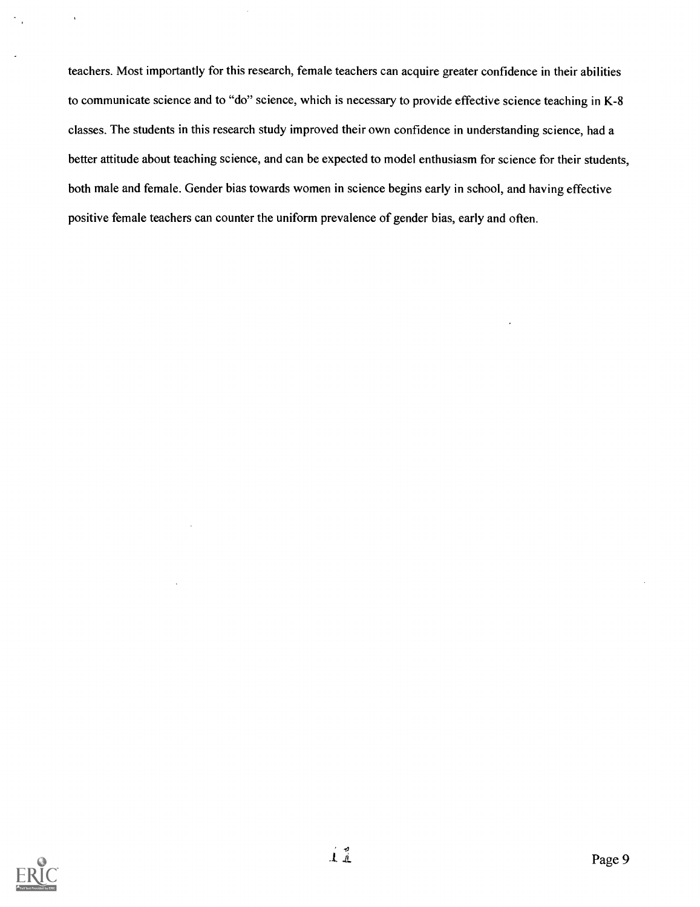teachers. Most importantly for this research, female teachers can acquire greater confidence in their abilities to communicate science and to "do" science, which is necessary to provide effective science teaching in K-8 classes. The students in this research study improved their own confidence in understanding science, had a better attitude about teaching science, and can be expected to model enthusiasm for science for their students, both male and female. Gender bias towards women in science begins early in school, and having effective positive female teachers can counter the uniform prevalence of gender bias, early and often.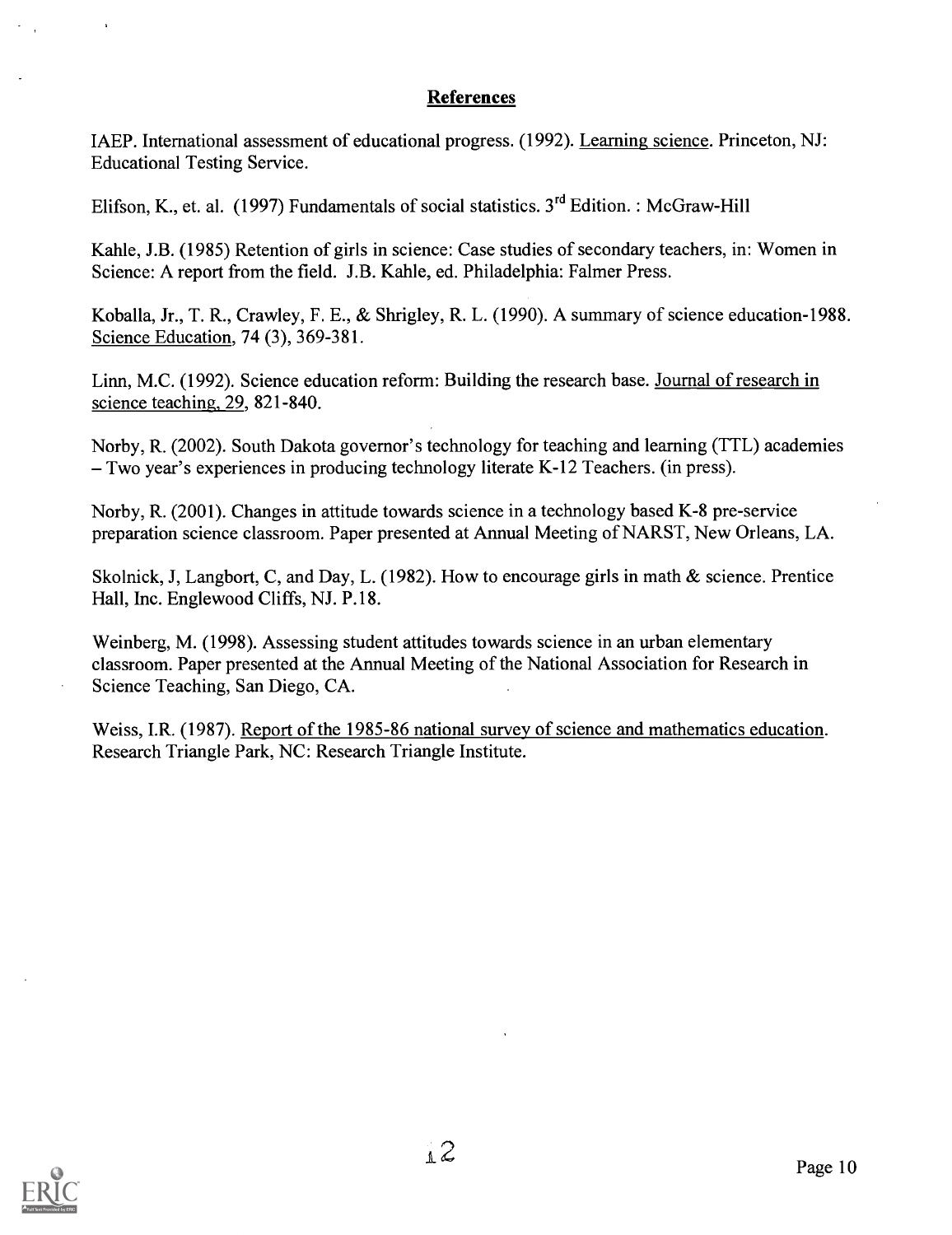## References

IAEP. International assessment of educational progress. (1992). Learning science. Princeton, NJ: Educational Testing Service.

Elifson, K., et. al. (1997) Fundamentals of social statistics. 3rd Edition. : McGraw-Hill

Kahle, J.B. (1985) Retention of girls in science: Case studies of secondary teachers, in: Women in Science: A report from the field. J.B. Kahle, ed. Philadelphia: Falmer Press.

Koballa, Jr., T. R., Crawley, F. E., & Shrigley, R. L. (1990). A summary of science education-1988. Science Education, 74 (3), 369-381.

Linn, M.C. (1992). Science education reform: Building the research base. Journal of research in science teaching, 29, 821-840.

Norby, R. (2002). South Dakota governor's technology for teaching and learning (TTL) academies – Two year's experiences in producing technology literate K-12 Teachers. (in press).

Norby, R. (2001). Changes in attitude towards science in a technology based K-8 pre-service preparation science classroom. Paper presented at Annual Meeting of NARST, New Orleans, LA.

Skolnick, J, Langbort, C, and Day, L. (1982). How to encourage girls in math & science. Prentice Hall, Inc. Englewood Cliffs, NJ. P.18.

Weinberg, M. (1998). Assessing student attitudes towards science in an urban elementary classroom. Paper presented at the Annual Meeting of the National Association for Research in Science Teaching, San Diego, CA.

Weiss, I.R. (1987). Report of the 1985-86 national survey of science and mathematics education. Research Triangle Park, NC: Research Triangle Institute.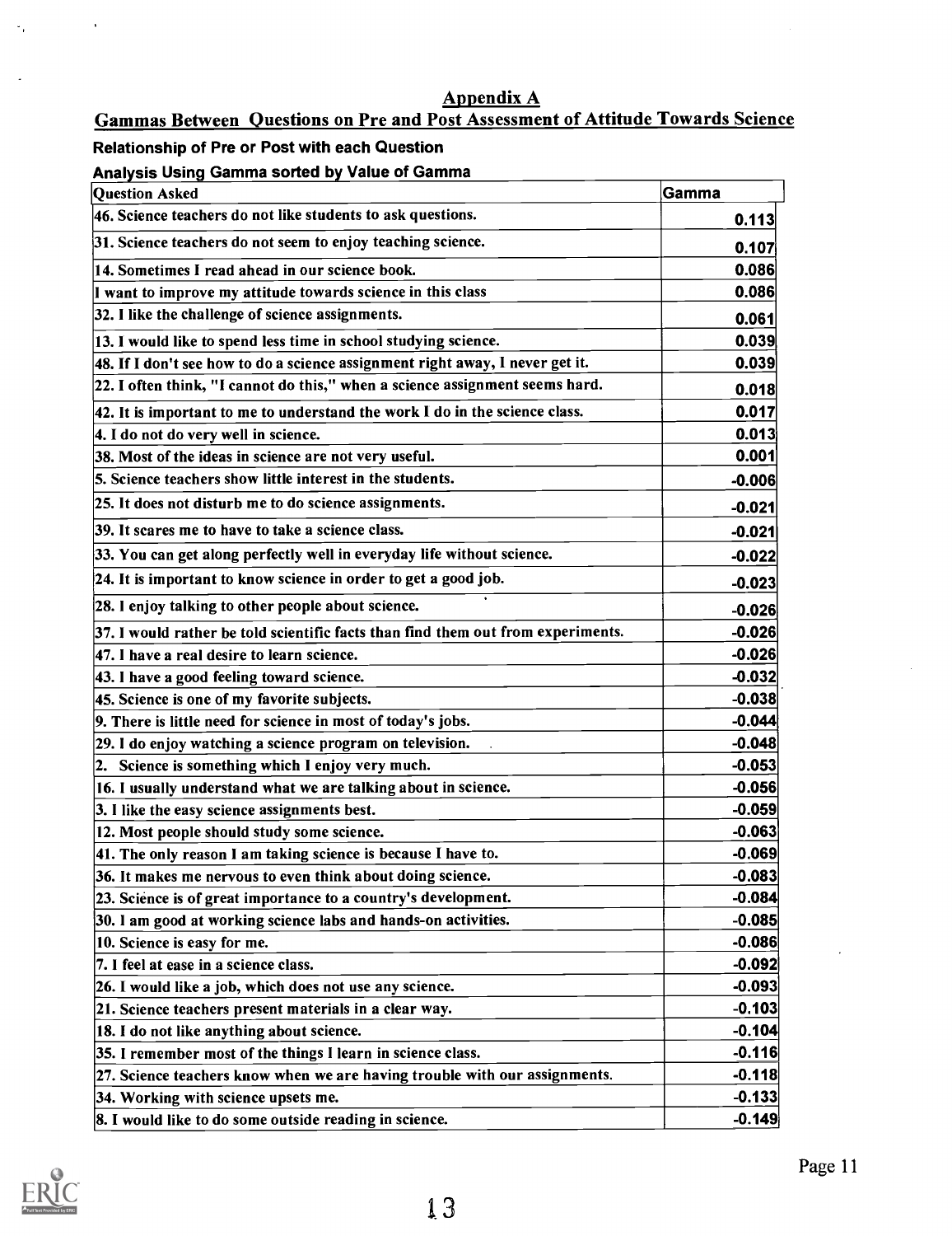## Appendix A

## Gammas Between Questions on Pre and Post Assessment of Attitude Towards Science

### Relationship of Pre or Post with each Question

### Analysis Using Gamma sorted by Value of Gamma

| Question Asked | Gamma |
|---|---|
| 46. Science teachers do not like students to ask questions. | 0.113 |
| 31. Science teachers do not seem to enjoy teaching science. | 0.107 |
| 14. Sometimes I read ahead in our science book. | 0.086 |
| I want to improve my attitude towards science in this class | 0.086 |
| 32. I like the challenge of science assignments. | 0.061 |
| 13. I would like to spend less time in school studying science. | 0.039 |
| 48. If I don't see how to do a science assignment right away, I never get it. | 0.039 |
| 22. I often think, "I cannot do this," when a science assignment seems hard. | 0.018 |
| 42. It is important to me to understand the work I do in the science class. | 0.017 |
| 4. I do not do very well in science. | 0.013 |
| 38. Most of the ideas in science are not very useful. | 0.001 |
| 5. Science teachers show little interest in the students. | -0.006 |
| 25. It does not disturb me to do science assignments. | -0.021 |
| 39. It scares me to have to take a science class. | -0.021 |
| 33. You can get along perfectly well in everyday life without science. | -0.022 |
| 24. It is important to know science in order to get a good job. | -0.023 |
| 28. I enjoy talking to other people about science. | -0.026 |
| 37. I would rather be told scientific facts than find them out from experiments. | -0.026 |
| 47. I have a real desire to learn science. | -0.026 |
| 43. I have a good feeling toward science. | -0.032 |
| 45. Science is one of my favorite subjects. | -0.038 |
| 9. There is little need for science in most of today's jobs. | -0.044 |
| 29. I do enjoy watching a science program on television. | -0.048 |
| 2. Science is something which I enjoy very much. | -0.053 |
| 16. I usually understand what we are talking about in science. | -0.056 |
| 3. I like the easy science assignments best. | -0.059 |
| 12. Most people should study some science. | -0.063 |
| 41. The only reason I am taking science is because I have to. | -0.069 |
| 36. It makes me nervous to even think about doing science. | -0.083 |
| 23. Science is of great importance to a country's development. | -0.084 |
| 30. I am good at working science labs and hands-on activities. | -0.085 |
| 10. Science is easy for me. | -0.086 |
| 7. I feel at ease in a science class. | -0.092 |
| 26. I would like a job, which does not use any science. | -0.093 |
| 21. Science teachers present materials in a clear way. | -0.103 |
| 18. I do not like anything about science. | -0.104 |
| 35. I remember most of the things I learn in science class. | -0.116 |
| 27. Science teachers know when we are having trouble with our assignments. | -0.118 |
| 34. Working with science upsets me. | -0.133 |
| 8. I would like to do some outside reading in science. | -0.149 |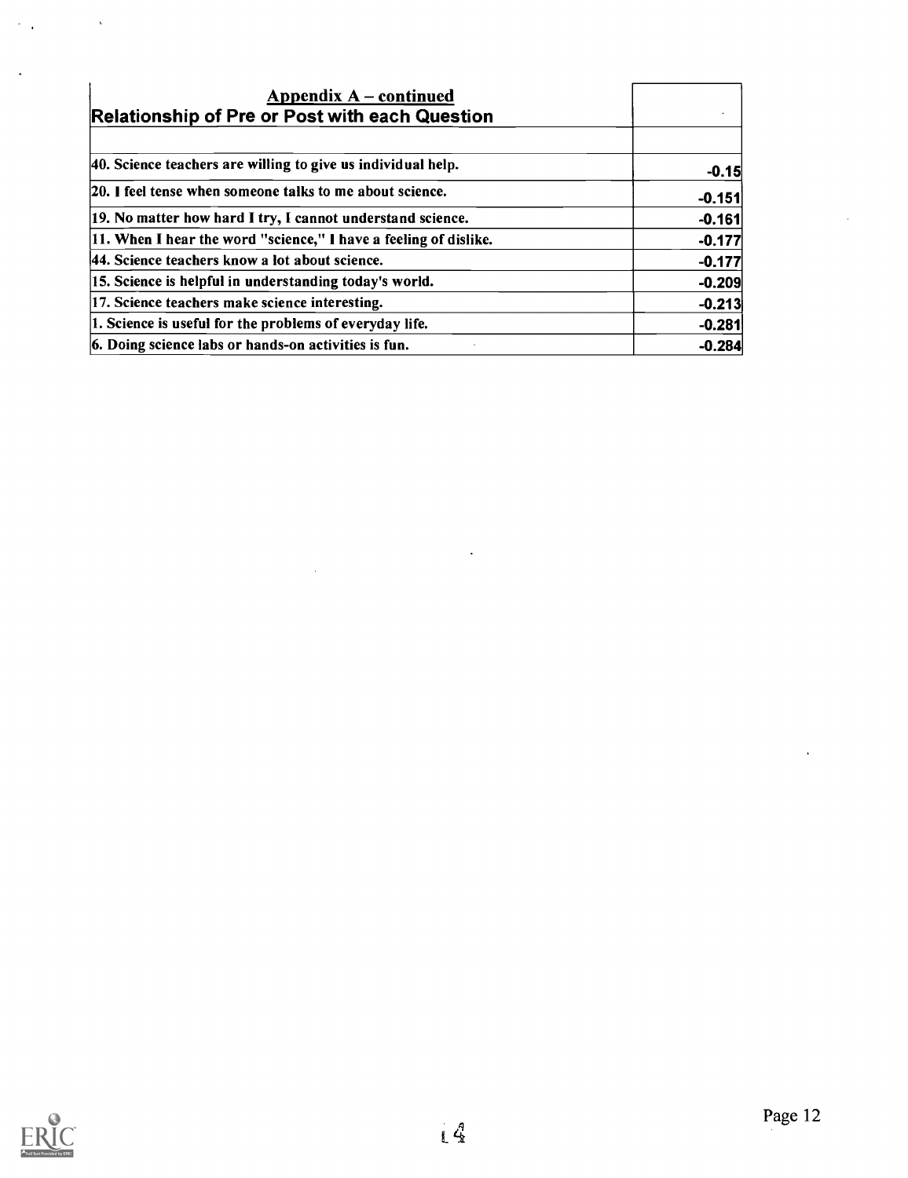| Appendix A – continued<br>Relationship of Pre or Post with each Question | |
|---|---|
| | |
| 40. Science teachers are willing to give us individual help. | -0.15 |
| 20. I feel tense when someone talks to me about science. | -0.151 |
| 19. No matter how hard I try, I cannot understand science. | -0.161 |
| 11. When I hear the word "science," I have a feeling of dislike. | -0.177 |
| 44. Science teachers know a lot about science. | -0.177 |
| 15. Science is helpful in understanding today's world. | -0.209 |
| 17. Science teachers make science interesting. | -0.213 |
| 1. Science is useful for the problems of everyday life. | -0.281 |
| 6. Doing science labs or hands-on activities is fun. | -0.284 |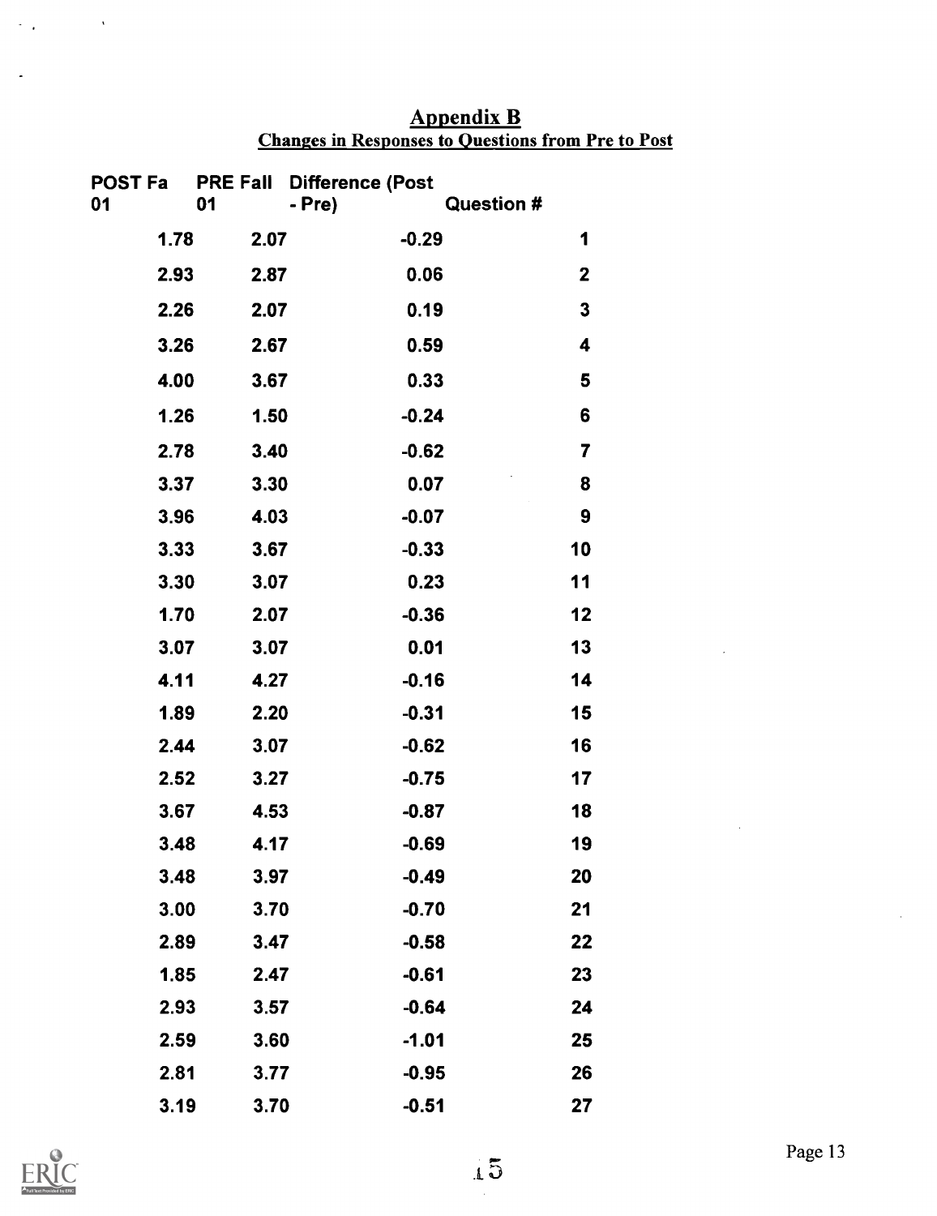## Appendix B

### Changes in Responses to Questions from Pre to Post

| POST Fa 01 | PRE Fall 01 | Difference (Post - Pre) | Question # |
|---|---|---|---|
| 1.78 | 2.07 | -0.29 | 1 |
| 2.93 | 2.87 | 0.06 | 2 |
| 2.26 | 2.07 | 0.19 | 3 |
| 3.26 | 2.67 | 0.59 | 4 |
| 4.00 | 3.67 | 0.33 | 5 |
| 1.26 | 1.50 | -0.24 | 6 |
| 2.78 | 3.40 | -0.62 | 7 |
| 3.37 | 3.30 | 0.07 | 8 |
| 3.96 | 4.03 | -0.07 | 9 |
| 3.33 | 3.67 | -0.33 | 10 |
| 3.30 | 3.07 | 0.23 | 11 |
| 1.70 | 2.07 | -0.36 | 12 |
| 3.07 | 3.07 | 0.01 | 13 |
| 4.11 | 4.27 | -0.16 | 14 |
| 1.89 | 2.20 | -0.31 | 15 |
| 2.44 | 3.07 | -0.62 | 16 |
| 2.52 | 3.27 | -0.75 | 17 |
| 3.67 | 4.53 | -0.87 | 18 |
| 3.48 | 4.17 | -0.69 | 19 |
| 3.48 | 3.97 | -0.49 | 20 |
| 3.00 | 3.70 | -0.70 | 21 |
| 2.89 | 3.47 | -0.58 | 22 |
| 1.85 | 2.47 | -0.61 | 23 |
| 2.93 | 3.57 | -0.64 | 24 |
| 2.59 | 3.60 | -1.01 | 25 |
| 2.81 | 3.77 | -0.95 | 26 |
| 3.19 | 3.70 | -0.51 | 27 |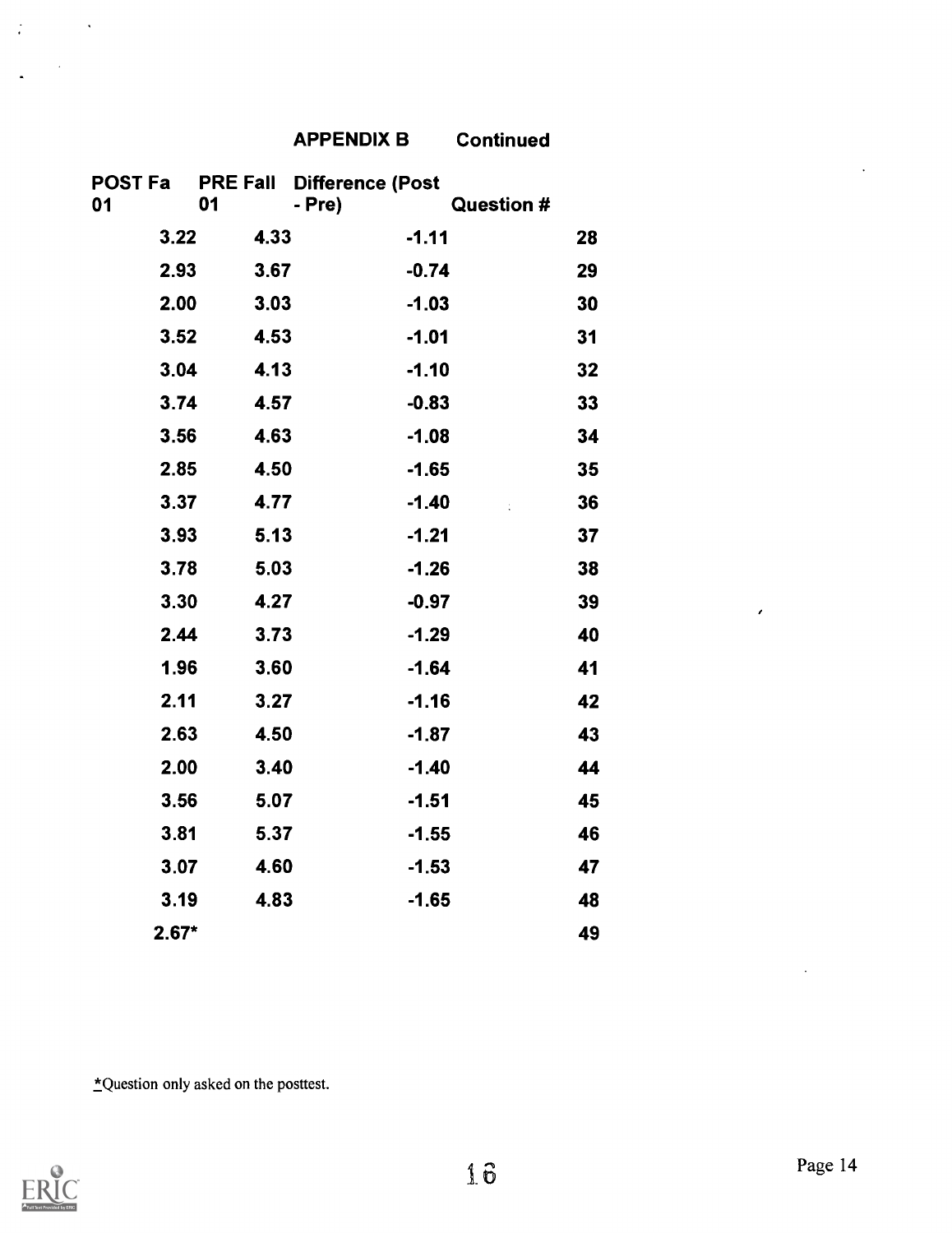## APPENDIX B Continued

| POST Fa 01 | PRE Fall 01 | Difference (Post - Pre) | Question # |
|---|---|---|---|
| 3.22 | 4.33 | -1.11 | 28 |
| 2.93 | 3.67 | -0.74 | 29 |
| 2.00 | 3.03 | -1.03 | 30 |
| 3.52 | 4.53 | -1.01 | 31 |
| 3.04 | 4.13 | -1.10 | 32 |
| 3.74 | 4.57 | -0.83 | 33 |
| 3.56 | 4.63 | -1.08 | 34 |
| 2.85 | 4.50 | -1.65 | 35 |
| 3.37 | 4.77 | -1.40 | 36 |
| 3.93 | 5.13 | -1.21 | 37 |
| 3.78 | 5.03 | -1.26 | 38 |
| 3.30 | 4.27 | -0.97 | 39 |
| 2.44 | 3.73 | -1.29 | 40 |
| 1.96 | 3.60 | -1.64 | 41 |
| 2.11 | 3.27 | -1.16 | 42 |
| 2.63 | 4.50 | -1.87 | 43 |
| 2.00 | 3.40 | -1.40 | 44 |
| 3.56 | 5.07 | -1.51 | 45 |
| 3.81 | 5.37 | -1.55 | 46 |
| 3.07 | 4.60 | -1.53 | 47 |
| 3.19 | 4.83 | -1.65 | 48 |
| 2.67* | | | 49 |

*Question only asked on the posttest.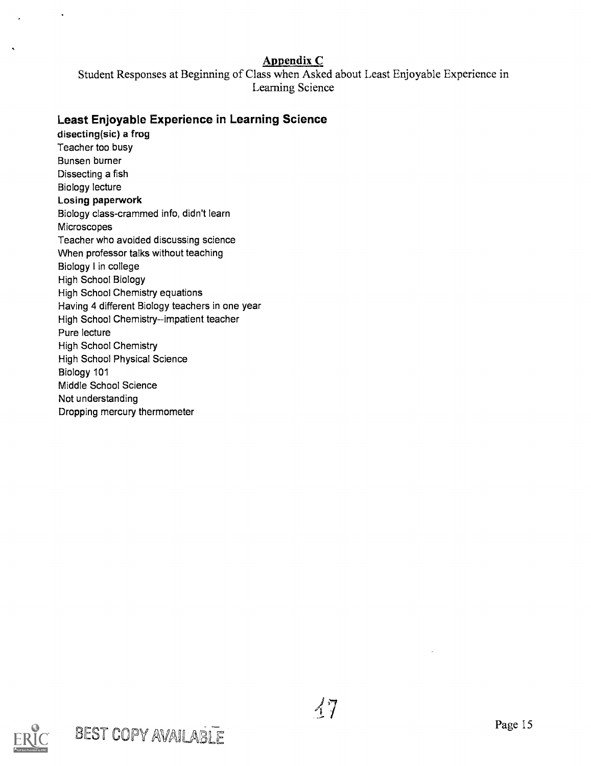## Appendix C

Student Responses at Beginning of Class when Asked about Least Enjoyable Experience in Learning Science

### Least Enjoyable Experience in Learning Science

**disecting(sic) a frog**
Teacher too busy
Bunsen burner
Dissecting a fish
Biology lecture
**Losing paperwork**
Biology class-crammed info, didn't learn
Microscopes
Teacher who avoided discussing science
When professor talks without teaching
Biology I in college
High School Biology
High School Chemistry equations
Having 4 different Biology teachers in one year
High School Chemistry--impatient teacher
Pure lecture
High School Chemistry
High School Physical Science
Biology 101
Middle School Science
Not understanding
Dropping mercury thermometer

BEST COPY AVAILABLE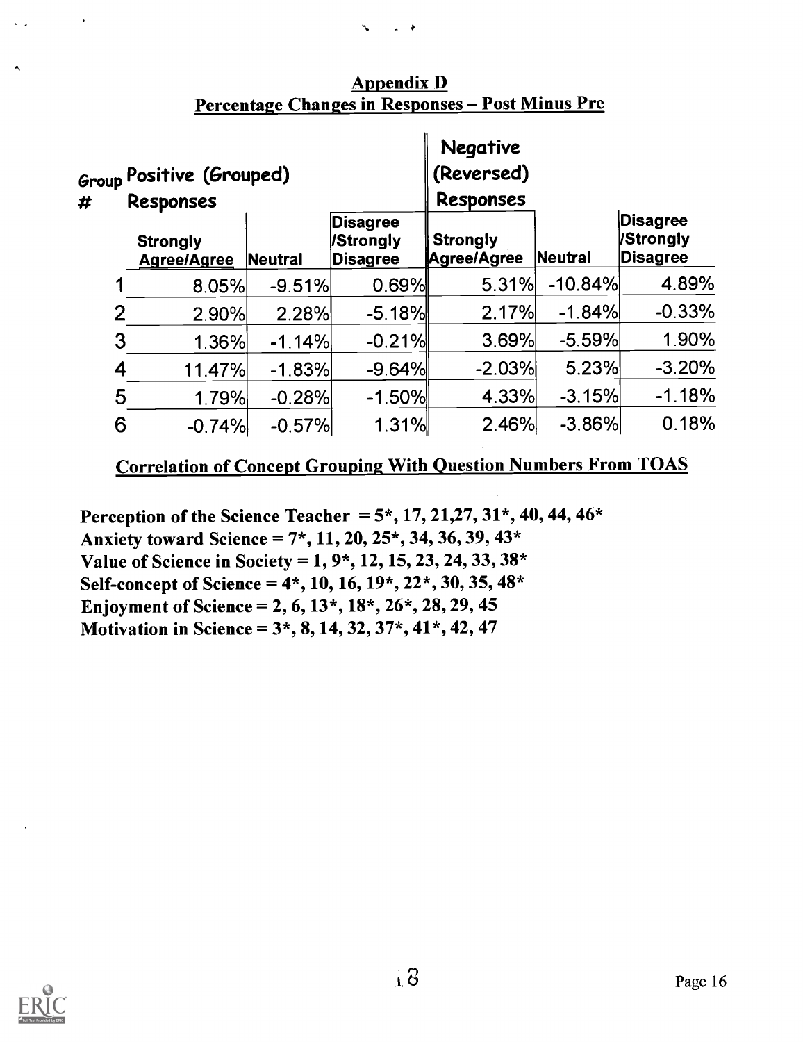## Appendix D
## Percentage Changes in Responses – Post Minus Pre

| Group # | Positive (Grouped) Responses | | | Negative (Reversed) Responses | | |
|---|---|---|---|---|---|---|
| | Strongly Agree/Agree | Neutral | Disagree /Strongly Disagree | Strongly Agree/Agree | Neutral | Disagree /Strongly Disagree |
| 1 | 8.05% | -9.51% | 0.69% | 5.31% | -10.84% | 4.89% |
| 2 | 2.90% | 2.28% | -5.18% | 2.17% | -1.84% | -0.33% |
| 3 | 1.36% | -1.14% | -0.21% | 3.69% | -5.59% | 1.90% |
| 4 | 11.47% | -1.83% | -9.64% | -2.03% | 5.23% | -3.20% |
| 5 | 1.79% | -0.28% | -1.50% | 4.33% | -3.15% | -1.18% |
| 6 | -0.74% | -0.57% | 1.31% | 2.46% | -3.86% | 0.18% |

## Correlation of Concept Grouping With Question Numbers From TOAS

**Perception of the Science Teacher = 5*, 17, 21,27, 31*, 40, 44, 46***
**Anxiety toward Science = 7*, 11, 20, 25*, 34, 36, 39, 43***
**Value of Science in Society = 1, 9*, 12, 15, 23, 24, 33, 38***
**Self-concept of Science = 4*, 10, 16, 19*, 22*, 30, 35, 48***
**Enjoyment of Science = 2, 6, 13*, 18*, 26*, 28, 29, 45**
**Motivation in Science = 3*, 8, 14, 32, 37*, 41*, 42, 47**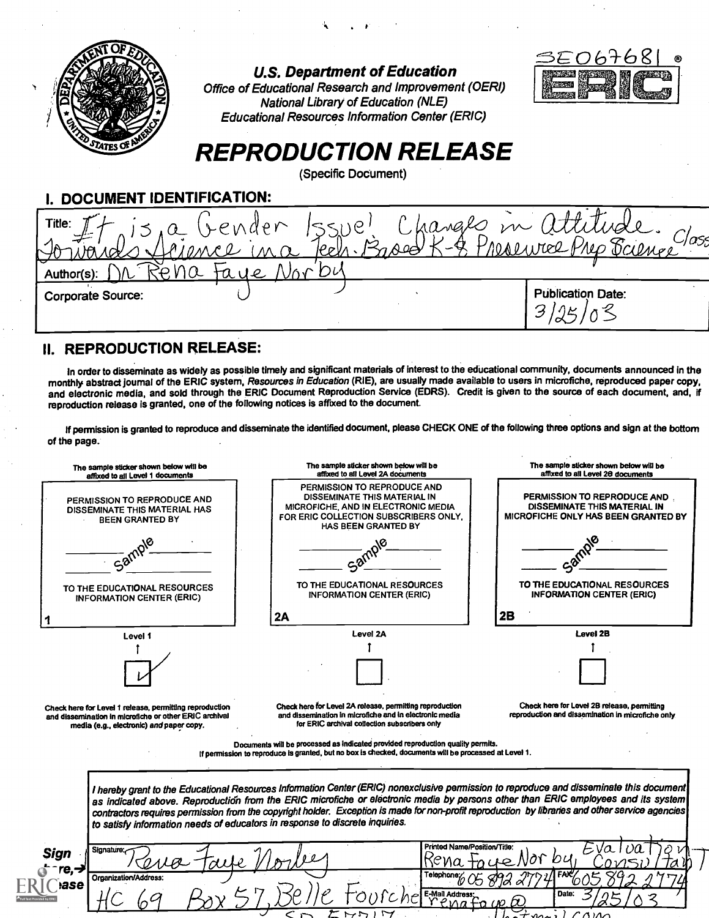SE067681

ERIC®

**U.S. Department of Education**
*Office of Educational Research and Improvement (OERI)*
*National Library of Education (NLE)*
*Educational Resources Information Center (ERIC)*

# REPRODUCTION RELEASE

(Specific Document)

## I. DOCUMENT IDENTIFICATION:

Title: It is a Gender Issue! Changes in attitude. Towards Science in a Tech-Based K-8 Preservice Prep Science Class

Author(s): Dr Rena Faye Norby

Corporate Source:

Publication Date: 3/25/03

## II. REPRODUCTION RELEASE:

In order to disseminate as widely as possible timely and significant materials of interest to the educational community, documents announced in the monthly abstract journal of the ERIC system, *Resources in Education* (RIE), are usually made available to users in microfiche, reproduced paper copy, and electronic media, and sold through the ERIC Document Reproduction Service (EDRS). Credit is given to the source of each document, and, if reproduction release is granted, one of the following notices is affixed to the document.

If permission is granted to reproduce and disseminate the identified document, please CHECK ONE of the following three options and sign at the bottom of the page.

| The sample sticker shown below will be affixed to all Level 1 documents | The sample sticker shown below will be affixed to all Level 2A documents | The sample sticker shown below will be affixed to all Level 2B documents |
| --- | --- | --- |
| PERMISSION TO REPRODUCE AND DISSEMINATE THIS MATERIAL HAS BEEN GRANTED BY | PERMISSION TO REPRODUCE AND DISSEMINATE THIS MATERIAL IN MICROFICHE, AND IN ELECTRONIC MEDIA FOR ERIC COLLECTION SUBSCRIBERS ONLY, HAS BEEN GRANTED BY | PERMISSION TO REPRODUCE AND DISSEMINATE THIS MATERIAL IN MICROFICHE ONLY HAS BEEN GRANTED BY |
| Sample | Sample | Sample |
| TO THE EDUCATIONAL RESOURCES INFORMATION CENTER (ERIC) | TO THE EDUCATIONAL RESOURCES INFORMATION CENTER (ERIC) | TO THE EDUCATIONAL RESOURCES INFORMATION CENTER (ERIC) |
| 1 | 2A | 2B |
| Level 1 | Level 2A | Level 2B |
| ☑ | ☐ | ☐ |
| Check here for Level 1 release, permitting reproduction and dissemination in microfiche or other ERIC archival media (e.g., electronic) *and* paper copy. | Check here for Level 2A release, permitting reproduction and dissemination in microfiche and in electronic media for ERIC archival collection subscribers only | Check here for Level 2B release, permitting reproduction and dissemination in microfiche only |

Documents will be processed as indicated provided reproduction quality permits.
If permission to reproduce is granted, but no box is checked, documents will be processed at Level 1.

*I hereby grant to the Educational Resources Information Center (ERIC) nonexclusive permission to reproduce and disseminate this document as indicated above. Reproduction from the ERIC microfiche or electronic media by persons other than ERIC employees and its system contractors requires permission from the copyright holder. Exception is made for non-profit reproduction by libraries and other service agencies to satisfy information needs of educators in response to discrete inquiries.*

**Sign here, → please**

| | |
| --- | --- |
| Signature: Rena Faye Norby | Printed Name/Position/Title: Rena Faye Norby, Evaluation Consultant |
| Organization/Address: HC 69 Box 57, Belle Fourche SD 57717 | Telephone: 605 892 2774 FAX: 605 892 2774 |
| | E-Mail Address: renafaye@hotmail.com Date: 3/25/03 |